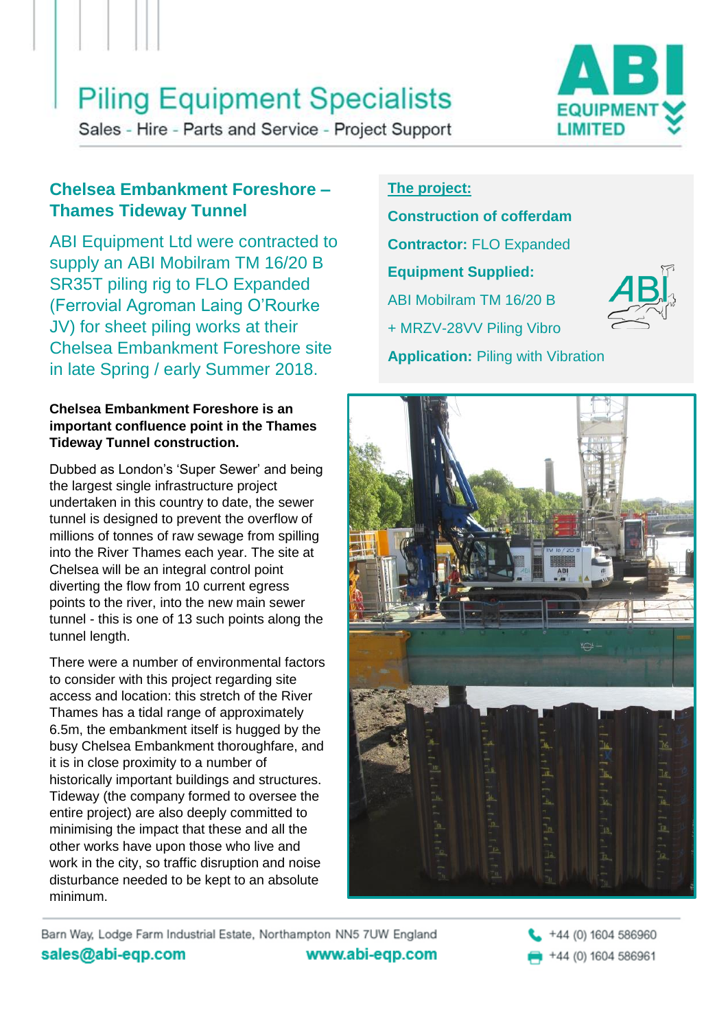# Piling Equipment Specialists

Sales - Hire - Parts and Service - Project Support

ABI EQUIPMENT LIMITED

## Chelsea Embankment Foreshore – Thames Tideway Tunnel

ABI Equipment Ltd were contracted to supply an ABI Mobilram TM 16/20 B SR35T piling rig to FLO Expanded (Ferrovial Agroman Laing O'Rourke JV) for sheet piling works at their Chelsea Embankment Foreshore site in late Spring / early Summer 2018.

**The project:**

**Construction of cofferdam**

**Contractor:** FLO Expanded

**Equipment Supplied:**

ABI Mobilram TM 16/20 B

+ MRZV-28VV Piling Vibro

**Application:** Piling with Vibration

**Chelsea Embankment Foreshore is an important confluence point in the Thames Tideway Tunnel construction.**

Dubbed as London's 'Super Sewer' and being the largest single infrastructure project undertaken in this country to date, the sewer tunnel is designed to prevent the overflow of millions of tonnes of raw sewage from spilling into the River Thames each year. The site at Chelsea will be an integral control point diverting the flow from 10 current egress points to the river, into the new main sewer tunnel - this is one of 13 such points along the tunnel length.

There were a number of environmental factors to consider with this project regarding site access and location: this stretch of the River Thames has a tidal range of approximately 6.5m, the embankment itself is hugged by the busy Chelsea Embankment thoroughfare, and it is in close proximity to a number of historically important buildings and structures. Tideway (the company formed to oversee the entire project) are also deeply committed to minimising the impact that these and all the other works have upon those who live and work in the city, so traffic disruption and noise disturbance needed to be kept to an absolute minimum.

Barn Way, Lodge Farm Industrial Estate, Northampton NN5 7UW England
sales@abi-eqp.com www.abi-eqp.com
+44 (0) 1604 586960
+44 (0) 1604 586961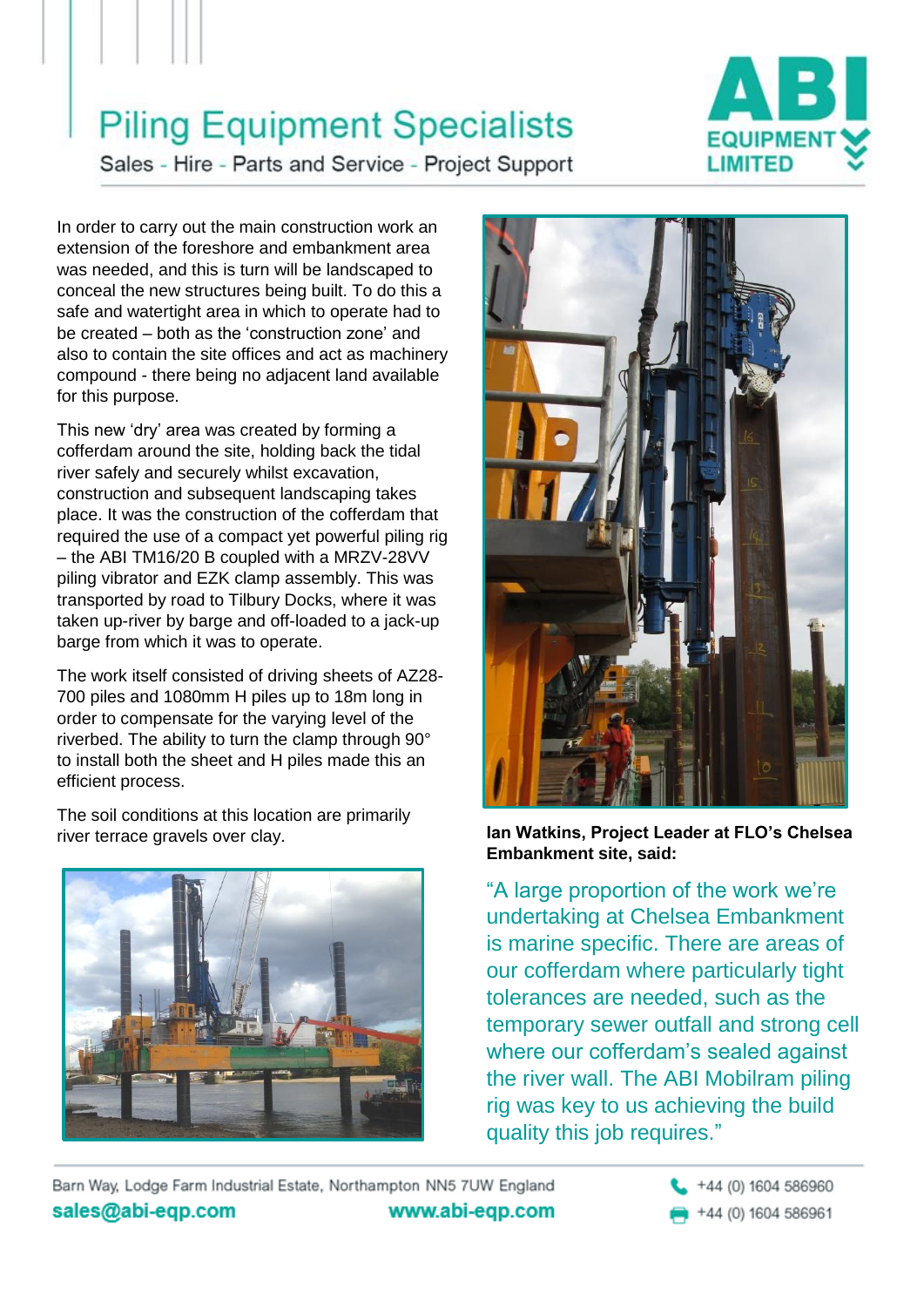# Piling Equipment Specialists

Sales - Hire - Parts and Service - Project Support

In order to carry out the main construction work an extension of the foreshore and embankment area was needed, and this is turn will be landscaped to conceal the new structures being built. To do this a safe and watertight area in which to operate had to be created – both as the 'construction zone' and also to contain the site offices and act as machinery compound - there being no adjacent land available for this purpose.

This new 'dry' area was created by forming a cofferdam around the site, holding back the tidal river safely and securely whilst excavation, construction and subsequent landscaping takes place. It was the construction of the cofferdam that required the use of a compact yet powerful piling rig – the ABI TM16/20 B coupled with a MRZV-28VV piling vibrator and EZK clamp assembly. This was transported by road to Tilbury Docks, where it was taken up-river by barge and off-loaded to a jack-up barge from which it was to operate.

The work itself consisted of driving sheets of AZ28-700 piles and 1080mm H piles up to 18m long in order to compensate for the varying level of the riverbed. The ability to turn the clamp through 90° to install both the sheet and H piles made this an efficient process.

The soil conditions at this location are primarily river terrace gravels over clay.

**Ian Watkins, Project Leader at FLO's Chelsea Embankment site, said:**

"A large proportion of the work we're undertaking at Chelsea Embankment is marine specific. There are areas of our cofferdam where particularly tight tolerances are needed, such as the temporary sewer outfall and strong cell where our cofferdam's sealed against the river wall. The ABI Mobilram piling rig was key to us achieving the build quality this job requires."

Barn Way, Lodge Farm Industrial Estate, Northampton NN5 7UW England
sales@abi-eqp.com www.abi-eqp.com
+44 (0) 1604 586960
+44 (0) 1604 586961